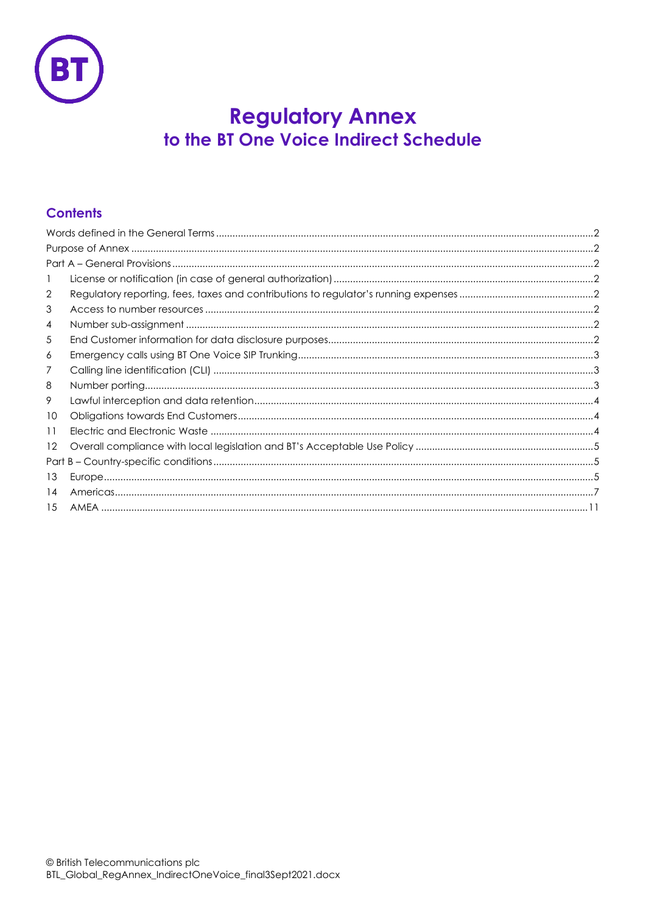# Regulatory Annex
## to the BT One Voice Indirect Schedule

### Contents

Words defined in the General Terms .......... 2
Purpose of Annex .......... 2
Part A – General Provisions .......... 2
1 License or notification (in case of general authorization) .......... 2
2 Regulatory reporting, fees, taxes and contributions to regulator's running expenses .......... 2
3 Access to number resources .......... 2
4 Number sub-assignment .......... 2
5 End Customer information for data disclosure purposes .......... 2
6 Emergency calls using BT One Voice SIP Trunking .......... 3
7 Calling line identification (CLI) .......... 3
8 Number porting .......... 3
9 Lawful interception and data retention .......... 4
10 Obligations towards End Customers .......... 4
11 Electric and Electronic Waste .......... 4
12 Overall compliance with local legislation and BT's Acceptable Use Policy .......... 5
Part B – Country-specific conditions .......... 5
13 Europe .......... 5
14 Americas .......... 7
15 AMEA .......... 11

© British Telecommunications plc
BTL_Global_RegAnnex_IndirectOneVoice_final3Sept2021.docx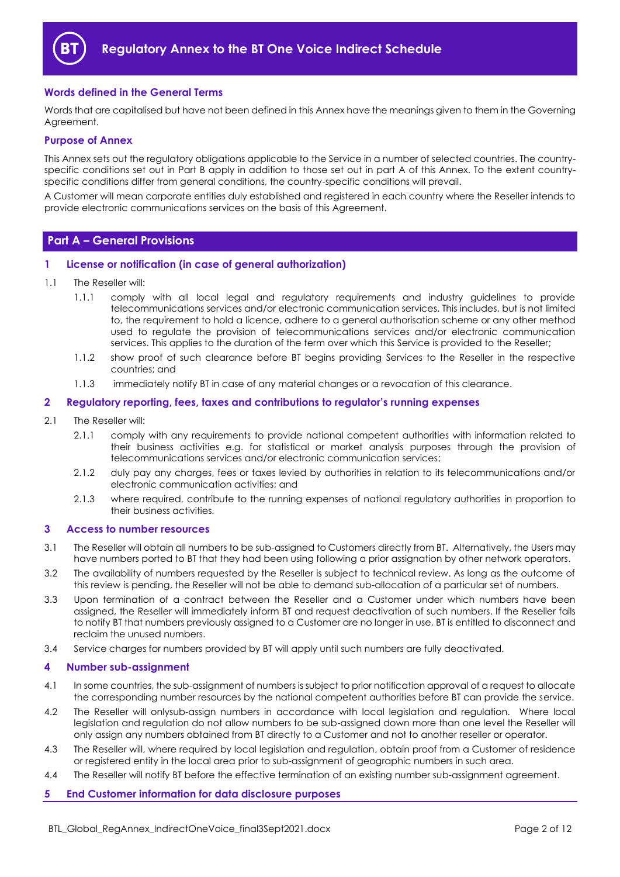# Regulatory Annex to the BT One Voice Indirect Schedule

### Words defined in the General Terms

Words that are capitalised but have not been defined in this Annex have the meanings given to them in the Governing Agreement.

### Purpose of Annex

This Annex sets out the regulatory obligations applicable to the Service in a number of selected countries. The country-specific conditions set out in Part B apply in addition to those set out in part A of this Annex. To the extent country-specific conditions differ from general conditions, the country-specific conditions will prevail.

A Customer will mean corporate entities duly established and registered in each country where the Reseller intends to provide electronic communications services on the basis of this Agreement.

## Part A – General Provisions

### 1 License or notification (in case of general authorization)

1.1 The Reseller will:

1.1.1 comply with all local legal and regulatory requirements and industry guidelines to provide telecommunications services and/or electronic communication services. This includes, but is not limited to, the requirement to hold a licence, adhere to a general authorisation scheme or any other method used to regulate the provision of telecommunications services and/or electronic communication services. This applies to the duration of the term over which this Service is provided to the Reseller;

1.1.2 show proof of such clearance before BT begins providing Services to the Reseller in the respective countries; and

1.1.3 immediately notify BT in case of any material changes or a revocation of this clearance.

### 2 Regulatory reporting, fees, taxes and contributions to regulator's running expenses

2.1 The Reseller will:

2.1.1 comply with any requirements to provide national competent authorities with information related to their business activities e.g. for statistical or market analysis purposes through the provision of telecommunications services and/or electronic communication services;

2.1.2 duly pay any charges, fees or taxes levied by authorities in relation to its telecommunications and/or electronic communication activities; and

2.1.3 where required, contribute to the running expenses of national regulatory authorities in proportion to their business activities.

### 3 Access to number resources

3.1 The Reseller will obtain all numbers to be sub-assigned to Customers directly from BT. Alternatively, the Users may have numbers ported to BT that they had been using following a prior assignation by other network operators.

3.2 The availability of numbers requested by the Reseller is subject to technical review. As long as the outcome of this review is pending, the Reseller will not be able to demand sub-allocation of a particular set of numbers.

3.3 Upon termination of a contract between the Reseller and a Customer under which numbers have been assigned, the Reseller will immediately inform BT and request deactivation of such numbers. If the Reseller fails to notify BT that numbers previously assigned to a Customer are no longer in use, BT is entitled to disconnect and reclaim the unused numbers.

3.4 Service charges for numbers provided by BT will apply until such numbers are fully deactivated.

### 4 Number sub-assignment

4.1 In some countries, the sub-assignment of numbers is subject to prior notification approval of a request to allocate the corresponding number resources by the national competent authorities before BT can provide the service.

4.2 The Reseller will onlysub-assign numbers in accordance with local legislation and regulation. Where local legislation and regulation do not allow numbers to be sub-assigned down more than one level the Reseller will only assign any numbers obtained from BT directly to a Customer and not to another reseller or operator.

4.3 The Reseller will, where required by local legislation and regulation, obtain proof from a Customer of residence or registered entity in the local area prior to sub-assignment of geographic numbers in such area.

4.4 The Reseller will notify BT before the effective termination of an existing number sub-assignment agreement.

### 5 End Customer information for data disclosure purposes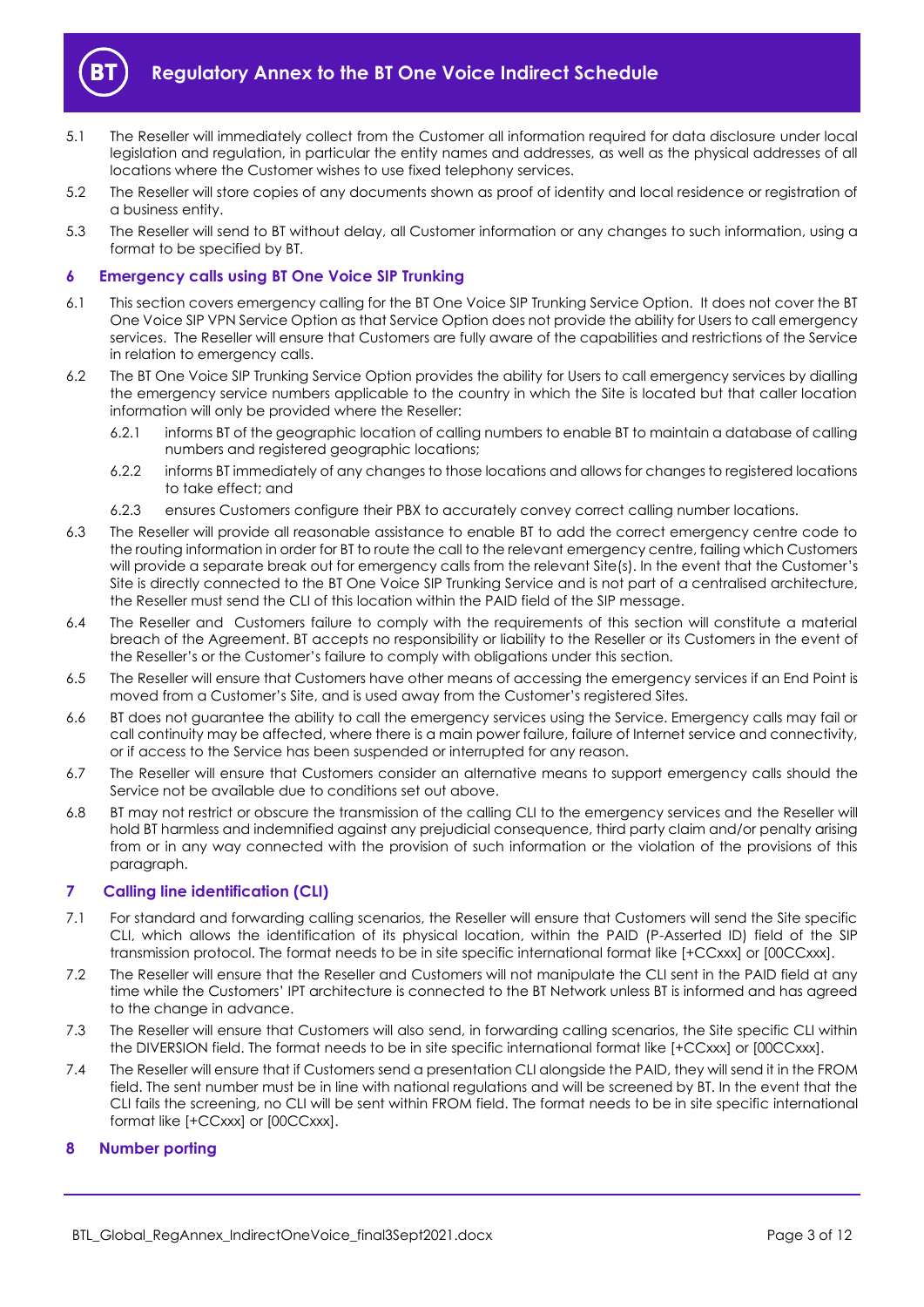5.1 The Reseller will immediately collect from the Customer all information required for data disclosure under local legislation and regulation, in particular the entity names and addresses, as well as the physical addresses of all locations where the Customer wishes to use fixed telephony services.

5.2 The Reseller will store copies of any documents shown as proof of identity and local residence or registration of a business entity.

5.3 The Reseller will send to BT without delay, all Customer information or any changes to such information, using a format to be specified by BT.

## 6 Emergency calls using BT One Voice SIP Trunking

6.1 This section covers emergency calling for the BT One Voice SIP Trunking Service Option. It does not cover the BT One Voice SIP VPN Service Option as that Service Option does not provide the ability for Users to call emergency services. The Reseller will ensure that Customers are fully aware of the capabilities and restrictions of the Service in relation to emergency calls.

6.2 The BT One Voice SIP Trunking Service Option provides the ability for Users to call emergency services by dialling the emergency service numbers applicable to the country in which the Site is located but that caller location information will only be provided where the Reseller:

6.2.1 informs BT of the geographic location of calling numbers to enable BT to maintain a database of calling numbers and registered geographic locations;

6.2.2 informs BT immediately of any changes to those locations and allows for changes to registered locations to take effect; and

6.2.3 ensures Customers configure their PBX to accurately convey correct calling number locations.

6.3 The Reseller will provide all reasonable assistance to enable BT to add the correct emergency centre code to the routing information in order for BT to route the call to the relevant emergency centre, failing which Customers will provide a separate break out for emergency calls from the relevant Site(s). In the event that the Customer's Site is directly connected to the BT One Voice SIP Trunking Service and is not part of a centralised architecture, the Reseller must send the CLI of this location within the PAID field of the SIP message.

6.4 The Reseller and Customers failure to comply with the requirements of this section will constitute a material breach of the Agreement. BT accepts no responsibility or liability to the Reseller or its Customers in the event of the Reseller's or the Customer's failure to comply with obligations under this section.

6.5 The Reseller will ensure that Customers have other means of accessing the emergency services if an End Point is moved from a Customer's Site, and is used away from the Customer's registered Sites.

6.6 BT does not guarantee the ability to call the emergency services using the Service. Emergency calls may fail or call continuity may be affected, where there is a main power failure, failure of Internet service and connectivity, or if access to the Service has been suspended or interrupted for any reason.

6.7 The Reseller will ensure that Customers consider an alternative means to support emergency calls should the Service not be available due to conditions set out above.

6.8 BT may not restrict or obscure the transmission of the calling CLI to the emergency services and the Reseller will hold BT harmless and indemnified against any prejudicial consequence, third party claim and/or penalty arising from or in any way connected with the provision of such information or the violation of the provisions of this paragraph.

## 7 Calling line identification (CLI)

7.1 For standard and forwarding calling scenarios, the Reseller will ensure that Customers will send the Site specific CLI, which allows the identification of its physical location, within the PAID (P-Asserted ID) field of the SIP transmission protocol. The format needs to be in site specific international format like [+CCxxx] or [00CCxxx].

7.2 The Reseller will ensure that the Reseller and Customers will not manipulate the CLI sent in the PAID field at any time while the Customers' IPT architecture is connected to the BT Network unless BT is informed and has agreed to the change in advance.

7.3 The Reseller will ensure that Customers will also send, in forwarding calling scenarios, the Site specific CLI within the DIVERSION field. The format needs to be in site specific international format like [+CCxxx] or [00CCxxx].

7.4 The Reseller will ensure that if Customers send a presentation CLI alongside the PAID, they will send it in the FROM field. The sent number must be in line with national regulations and will be screened by BT. In the event that the CLI fails the screening, no CLI will be sent within FROM field. The format needs to be in site specific international format like [+CCxxx] or [00CCxxx].

## 8 Number porting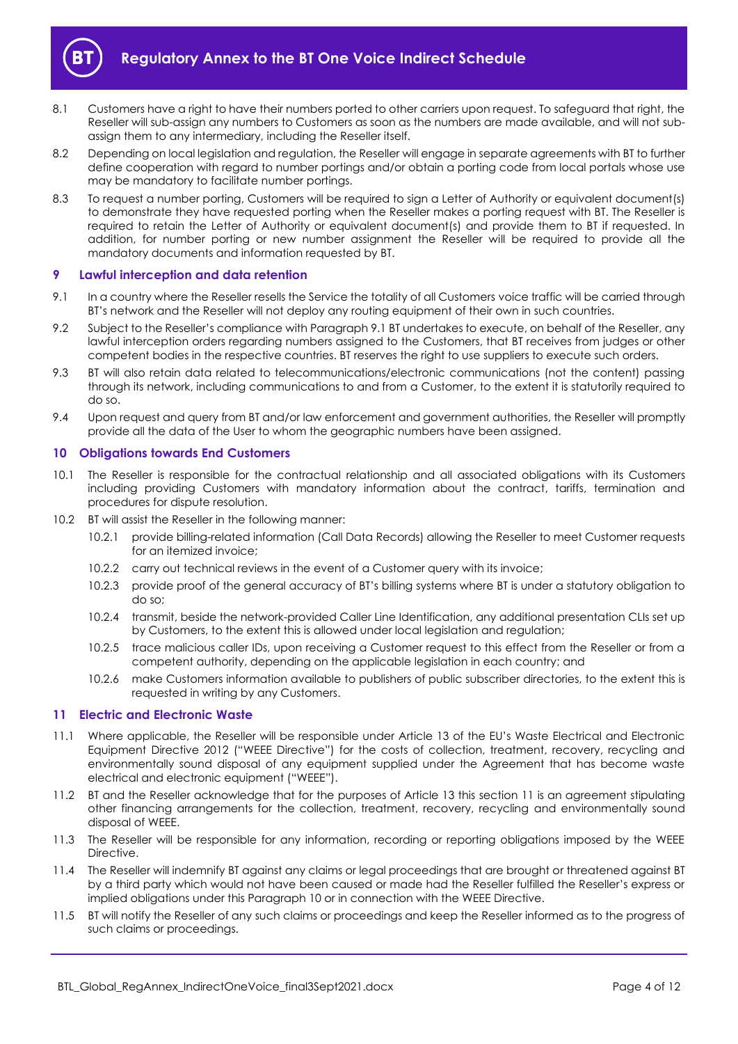8.1 Customers have a right to have their numbers ported to other carriers upon request. To safeguard that right, the Reseller will sub-assign any numbers to Customers as soon as the numbers are made available, and will not sub-assign them to any intermediary, including the Reseller itself.

8.2 Depending on local legislation and regulation, the Reseller will engage in separate agreements with BT to further define cooperation with regard to number portings and/or obtain a porting code from local portals whose use may be mandatory to facilitate number portings.

8.3 To request a number porting, Customers will be required to sign a Letter of Authority or equivalent document(s) to demonstrate they have requested porting when the Reseller makes a porting request with BT. The Reseller is required to retain the Letter of Authority or equivalent document(s) and provide them to BT if requested. In addition, for number porting or new number assignment the Reseller will be required to provide all the mandatory documents and information requested by BT.

## 9 Lawful interception and data retention

9.1 In a country where the Reseller resells the Service the totality of all Customers voice traffic will be carried through BT's network and the Reseller will not deploy any routing equipment of their own in such countries.

9.2 Subject to the Reseller's compliance with Paragraph 9.1 BT undertakes to execute, on behalf of the Reseller, any lawful interception orders regarding numbers assigned to the Customers, that BT receives from judges or other competent bodies in the respective countries. BT reserves the right to use suppliers to execute such orders.

9.3 BT will also retain data related to telecommunications/electronic communications (not the content) passing through its network, including communications to and from a Customer, to the extent it is statutorily required to do so.

9.4 Upon request and query from BT and/or law enforcement and government authorities, the Reseller will promptly provide all the data of the User to whom the geographic numbers have been assigned.

## 10 Obligations towards End Customers

10.1 The Reseller is responsible for the contractual relationship and all associated obligations with its Customers including providing Customers with mandatory information about the contract, tariffs, termination and procedures for dispute resolution.

10.2 BT will assist the Reseller in the following manner:

10.2.1 provide billing-related information (Call Data Records) allowing the Reseller to meet Customer requests for an itemized invoice;

10.2.2 carry out technical reviews in the event of a Customer query with its invoice;

10.2.3 provide proof of the general accuracy of BT's billing systems where BT is under a statutory obligation to do so;

10.2.4 transmit, beside the network-provided Caller Line Identification, any additional presentation CLIs set up by Customers, to the extent this is allowed under local legislation and regulation;

10.2.5 trace malicious caller IDs, upon receiving a Customer request to this effect from the Reseller or from a competent authority, depending on the applicable legislation in each country; and

10.2.6 make Customers information available to publishers of public subscriber directories, to the extent this is requested in writing by any Customers.

## 11 Electric and Electronic Waste

11.1 Where applicable, the Reseller will be responsible under Article 13 of the EU's Waste Electrical and Electronic Equipment Directive 2012 ("WEEE Directive") for the costs of collection, treatment, recovery, recycling and environmentally sound disposal of any equipment supplied under the Agreement that has become waste electrical and electronic equipment ("WEEE").

11.2 BT and the Reseller acknowledge that for the purposes of Article 13 this section 11 is an agreement stipulating other financing arrangements for the collection, treatment, recovery, recycling and environmentally sound disposal of WEEE.

11.3 The Reseller will be responsible for any information, recording or reporting obligations imposed by the WEEE Directive.

11.4 The Reseller will indemnify BT against any claims or legal proceedings that are brought or threatened against BT by a third party which would not have been caused or made had the Reseller fulfilled the Reseller's express or implied obligations under this Paragraph 10 or in connection with the WEEE Directive.

11.5 BT will notify the Reseller of any such claims or proceedings and keep the Reseller informed as to the progress of such claims or proceedings.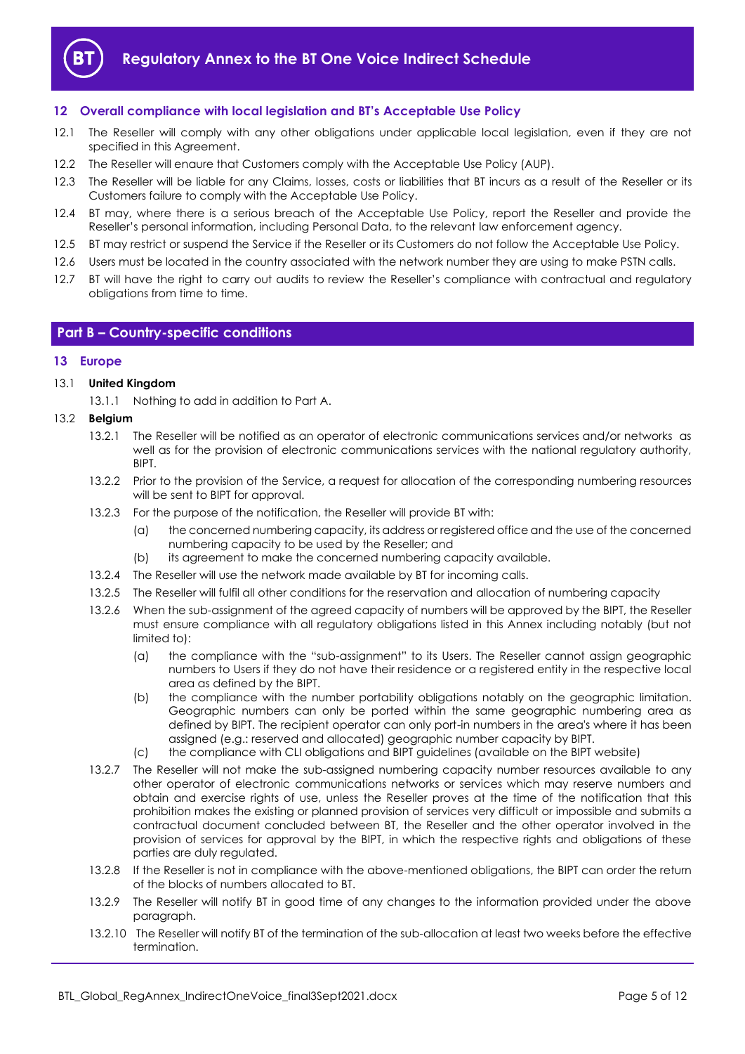## 12 Overall compliance with local legislation and BT's Acceptable Use Policy

12.1 The Reseller will comply with any other obligations under applicable local legislation, even if they are not specified in this Agreement.

12.2 The Reseller will enaure that Customers comply with the Acceptable Use Policy (AUP).

12.3 The Reseller will be liable for any Claims, losses, costs or liabilities that BT incurs as a result of the Reseller or its Customers failure to comply with the Acceptable Use Policy.

12.4 BT may, where there is a serious breach of the Acceptable Use Policy, report the Reseller and provide the Reseller's personal information, including Personal Data, to the relevant law enforcement agency.

12.5 BT may restrict or suspend the Service if the Reseller or its Customers do not follow the Acceptable Use Policy.

12.6 Users must be located in the country associated with the network number they are using to make PSTN calls.

12.7 BT will have the right to carry out audits to review the Reseller's compliance with contractual and regulatory obligations from time to time.

# Part B – Country-specific conditions

## 13 Europe

13.1 **United Kingdom**

13.1.1 Nothing to add in addition to Part A.

13.2 **Belgium**

13.2.1 The Reseller will be notified as an operator of electronic communications services and/or networks as well as for the provision of electronic communications services with the national regulatory authority, BIPT.

13.2.2 Prior to the provision of the Service, a request for allocation of the corresponding numbering resources will be sent to BIPT for approval.

13.2.3 For the purpose of the notification, the Reseller will provide BT with:

(a) the concerned numbering capacity, its address or registered office and the use of the concerned numbering capacity to be used by the Reseller; and

(b) its agreement to make the concerned numbering capacity available.

13.2.4 The Reseller will use the network made available by BT for incoming calls.

13.2.5 The Reseller will fulfil all other conditions for the reservation and allocation of numbering capacity

13.2.6 When the sub-assignment of the agreed capacity of numbers will be approved by the BIPT, the Reseller must ensure compliance with all regulatory obligations listed in this Annex including notably (but not limited to):

(a) the compliance with the "sub-assignment" to its Users. The Reseller cannot assign geographic numbers to Users if they do not have their residence or a registered entity in the respective local area as defined by the BIPT.

(b) the compliance with the number portability obligations notably on the geographic limitation. Geographic numbers can only be ported within the same geographic numbering area as defined by BIPT. The recipient operator can only port-in numbers in the area's where it has been assigned (e.g.: reserved and allocated) geographic number capacity by BIPT.

(c) the compliance with CLI obligations and BIPT guidelines (available on the BIPT website)

13.2.7 The Reseller will not make the sub-assigned numbering capacity number resources available to any other operator of electronic communications networks or services which may reserve numbers and obtain and exercise rights of use, unless the Reseller proves at the time of the notification that this prohibition makes the existing or planned provision of services very difficult or impossible and submits a contractual document concluded between BT, the Reseller and the other operator involved in the provision of services for approval by the BIPT, in which the respective rights and obligations of these parties are duly regulated.

13.2.8 If the Reseller is not in compliance with the above-mentioned obligations, the BIPT can order the return of the blocks of numbers allocated to BT.

13.2.9 The Reseller will notify BT in good time of any changes to the information provided under the above paragraph.

13.2.10 The Reseller will notify BT of the termination of the sub-allocation at least two weeks before the effective termination.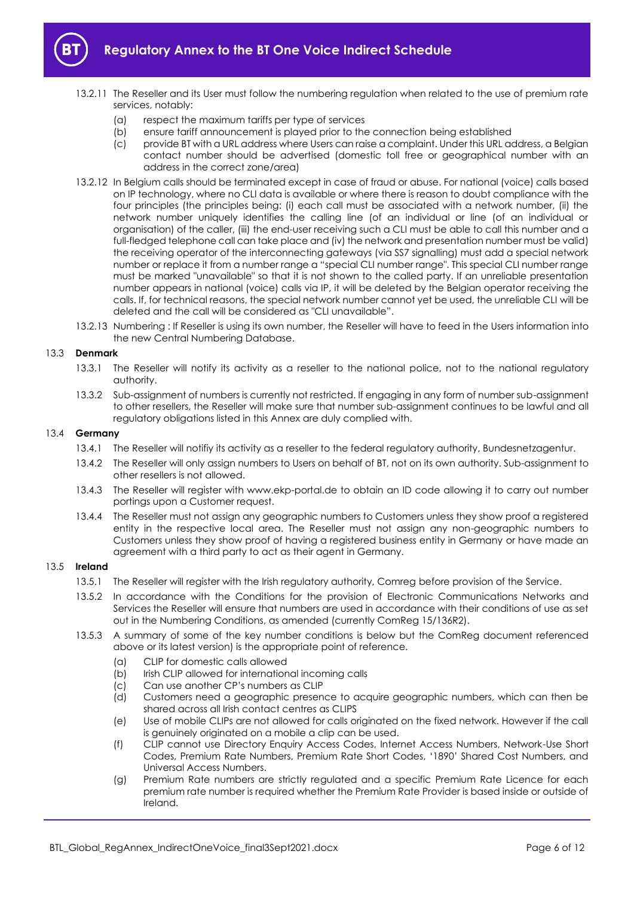13.2.11 The Reseller and its User must follow the numbering regulation when related to the use of premium rate services, notably:

- (a) respect the maximum tariffs per type of services
- (b) ensure tariff announcement is played prior to the connection being established
- (c) provide BT with a URL address where Users can raise a complaint. Under this URL address, a Belgian contact number should be advertised (domestic toll free or geographical number with an address in the correct zone/area)

13.2.12 In Belgium calls should be terminated except in case of fraud or abuse. For national (voice) calls based on IP technology, where no CLI data is available or where there is reason to doubt compliance with the four principles (the principles being: (i) each call must be associated with a network number, (ii) the network number uniquely identifies the calling line (of an individual or line (of an individual or organisation) of the caller, (iii) the end-user receiving such a CLI must be able to call this number and a full-fledged telephone call can take place and (iv) the network and presentation number must be valid) the receiving operator of the interconnecting gateways (via SS7 signalling) must add a special network number or replace it from a number range a "special CLI number range". This special CLI number range must be marked "unavailable" so that it is not shown to the called party. If an unreliable presentation number appears in national (voice) calls via IP, it will be deleted by the Belgian operator receiving the calls. If, for technical reasons, the special network number cannot yet be used, the unreliable CLI will be deleted and the call will be considered as "CLI unavailable".

13.2.13 Numbering : If Reseller is using its own number, the Reseller will have to feed in the Users information into the new Central Numbering Database.

### 13.3 **Denmark**

13.3.1 The Reseller will notify its activity as a reseller to the national police, not to the national regulatory authority.

13.3.2 Sub-assignment of numbers is currently not restricted. If engaging in any form of number sub-assignment to other resellers, the Reseller will make sure that number sub-assignment continues to be lawful and all regulatory obligations listed in this Annex are duly complied with.

### 13.4 **Germany**

13.4.1 The Reseller will notifiy its activity as a reseller to the federal regulatory authority, Bundesnetzagentur.

13.4.2 The Reseller will only assign numbers to Users on behalf of BT, not on its own authority. Sub-assignment to other resellers is not allowed.

13.4.3 The Reseller will register with www.ekp-portal.de to obtain an ID code allowing it to carry out number portings upon a Customer request.

13.4.4 The Reseller must not assign any geographic numbers to Customers unless they show proof a registered entity in the respective local area. The Reseller must not assign any non-geographic numbers to Customers unless they show proof of having a registered business entity in Germany or have made an agreement with a third party to act as their agent in Germany.

### 13.5 **Ireland**

13.5.1 The Reseller will register with the Irish regulatory authority, Comreg before provision of the Service.

13.5.2 In accordance with the Conditions for the provision of Electronic Communications Networks and Services the Reseller will ensure that numbers are used in accordance with their conditions of use as set out in the Numbering Conditions, as amended (currently ComReg 15/136R2).

13.5.3 A summary of some of the key number conditions is below but the ComReg document referenced above or its latest version) is the appropriate point of reference.

- (a) CLIP for domestic calls allowed
- (b) Irish CLIP allowed for international incoming calls
- (c) Can use another CP's numbers as CLIP
- (d) Customers need a geographic presence to acquire geographic numbers, which can then be shared across all Irish contact centres as CLIPS
- (e) Use of mobile CLIPs are not allowed for calls originated on the fixed network. However if the call is genuinely originated on a mobile a clip can be used.
- (f) CLIP cannot use Directory Enquiry Access Codes, Internet Access Numbers, Network-Use Short Codes, Premium Rate Numbers, Premium Rate Short Codes, '1890' Shared Cost Numbers, and Universal Access Numbers.
- (g) Premium Rate numbers are strictly regulated and a specific Premium Rate Licence for each premium rate number is required whether the Premium Rate Provider is based inside or outside of Ireland.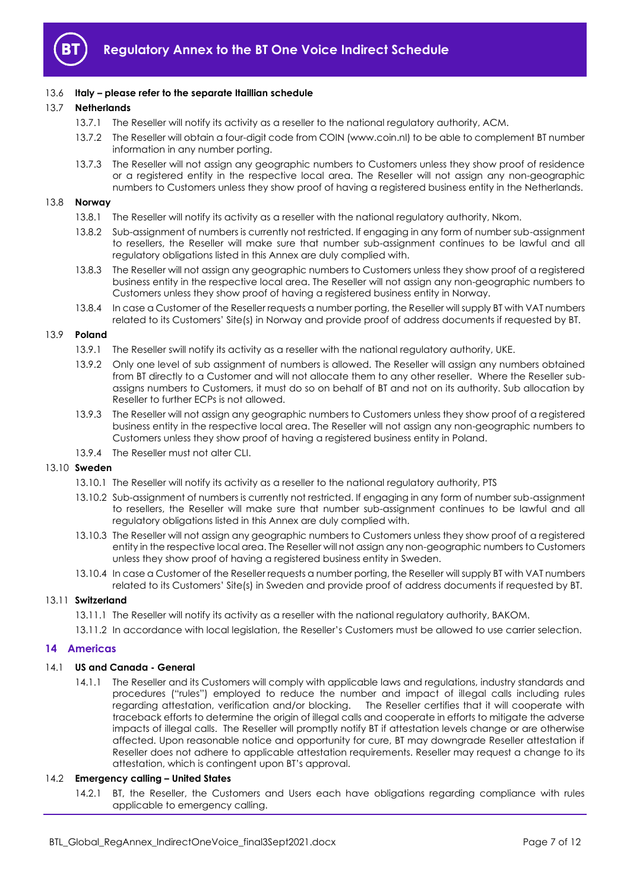13.6 **Italy – please refer to the separate Itaillian schedule**

13.7 **Netherlands**

13.7.1 The Reseller will notify its activity as a reseller to the national regulatory authority, ACM.

13.7.2 The Reseller will obtain a four-digit code from COIN (www.coin.nl) to be able to complement BT number information in any number porting.

13.7.3 The Reseller will not assign any geographic numbers to Customers unless they show proof of residence or a registered entity in the respective local area. The Reseller will not assign any non-geographic numbers to Customers unless they show proof of having a registered business entity in the Netherlands.

13.8 **Norway**

13.8.1 The Reseller will notify its activity as a reseller with the national regulatory authority, Nkom.

13.8.2 Sub-assignment of numbers is currently not restricted. If engaging in any form of number sub-assignment to resellers, the Reseller will make sure that number sub-assignment continues to be lawful and all regulatory obligations listed in this Annex are duly complied with.

13.8.3 The Reseller will not assign any geographic numbers to Customers unless they show proof of a registered business entity in the respective local area. The Reseller will not assign any non-geographic numbers to Customers unless they show proof of having a registered business entity in Norway.

13.8.4 In case a Customer of the Reseller requests a number porting, the Reseller will supply BT with VAT numbers related to its Customers' Site(s) in Norway and provide proof of address documents if requested by BT.

13.9 **Poland**

13.9.1 The Reseller swill notify its activity as a reseller with the national regulatory authority, UKE.

13.9.2 Only one level of sub assignment of numbers is allowed. The Reseller will assign any numbers obtained from BT directly to a Customer and will not allocate them to any other reseller. Where the Reseller sub-assigns numbers to Customers, it must do so on behalf of BT and not on its authority. Sub allocation by Reseller to further ECPs is not allowed.

13.9.3 The Reseller will not assign any geographic numbers to Customers unless they show proof of a registered business entity in the respective local area. The Reseller will not assign any non-geographic numbers to Customers unless they show proof of having a registered business entity in Poland.

13.9.4 The Reseller must not alter CLI.

13.10 **Sweden**

13.10.1 The Reseller will notify its activity as a reseller to the national regulatory authority, PTS

13.10.2 Sub-assignment of numbers is currently not restricted. If engaging in any form of number sub-assignment to resellers, the Reseller will make sure that number sub-assignment continues to be lawful and all regulatory obligations listed in this Annex are duly complied with.

13.10.3 The Reseller will not assign any geographic numbers to Customers unless they show proof of a registered entity in the respective local area. The Reseller will not assign any non-geographic numbers to Customers unless they show proof of having a registered business entity in Sweden.

13.10.4 In case a Customer of the Reseller requests a number porting, the Reseller will supply BT with VAT numbers related to its Customers' Site(s) in Sweden and provide proof of address documents if requested by BT.

13.11 **Switzerland**

13.11.1 The Reseller will notify its activity as a reseller with the national regulatory authority, BAKOM.

13.11.2 In accordance with local legislation, the Reseller's Customers must be allowed to use carrier selection.

## 14 Americas

14.1 **US and Canada - General**

14.1.1 The Reseller and its Customers will comply with applicable laws and regulations, industry standards and procedures ("rules") employed to reduce the number and impact of illegal calls including rules regarding attestation, verification and/or blocking. The Reseller certifies that it will cooperate with traceback efforts to determine the origin of illegal calls and cooperate in efforts to mitigate the adverse impacts of illegal calls. The Reseller will promptly notify BT if attestation levels change or are otherwise affected. Upon reasonable notice and opportunity for cure, BT may downgrade Reseller attestation if Reseller does not adhere to applicable attestation requirements. Reseller may request a change to its attestation, which is contingent upon BT's approval.

14.2 **Emergency calling – United States**

14.2.1 BT, the Reseller, the Customers and Users each have obligations regarding compliance with rules applicable to emergency calling.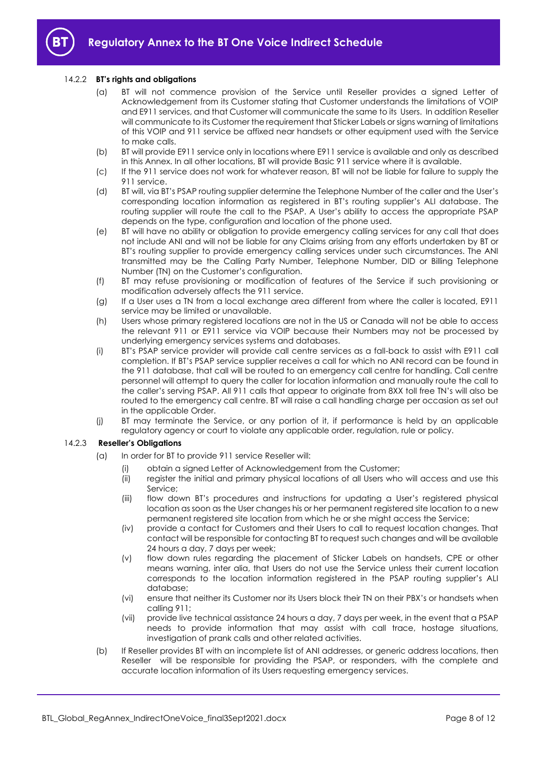#### 14.2.2 **BT's rights and obligations**

(a) BT will not commence provision of the Service until Reseller provides a signed Letter of Acknowledgement from its Customer stating that Customer understands the limitations of VOIP and E911 services, and that Customer will communicate the same to its Users. In addition Reseller will communicate to its Customer the requirement that Sticker Labels or signs warning of limitations of this VOIP and 911 service be affixed near handsets or other equipment used with the Service to make calls.

(b) BT will provide E911 service only in locations where E911 service is available and only as described in this Annex. In all other locations, BT will provide Basic 911 service where it is available.

(c) If the 911 service does not work for whatever reason, BT will not be liable for failure to supply the 911 service.

(d) BT will, via BT's PSAP routing supplier determine the Telephone Number of the caller and the User's corresponding location information as registered in BT's routing supplier's ALI database. The routing supplier will route the call to the PSAP. A User's ability to access the appropriate PSAP depends on the type, configuration and location of the phone used.

(e) BT will have no ability or obligation to provide emergency calling services for any call that does not include ANI and will not be liable for any Claims arising from any efforts undertaken by BT or BT's routing supplier to provide emergency calling services under such circumstances. The ANI transmitted may be the Calling Party Number, Telephone Number, DID or Billing Telephone Number (TN) on the Customer's configuration.

(f) BT may refuse provisioning or modification of features of the Service if such provisioning or modification adversely affects the 911 service.

(g) If a User uses a TN from a local exchange area different from where the caller is located, E911 service may be limited or unavailable.

(h) Users whose primary registered locations are not in the US or Canada will not be able to access the relevant 911 or E911 service via VOIP because their Numbers may not be processed by underlying emergency services systems and databases.

(i) BT's PSAP service provider will provide call centre services as a fall-back to assist with E911 call completion. If BT's PSAP service supplier receives a call for which no ANI record can be found in the 911 database, that call will be routed to an emergency call centre for handling. Call centre personnel will attempt to query the caller for location information and manually route the call to the caller's serving PSAP. All 911 calls that appear to originate from 8XX toll free TN's will also be routed to the emergency call centre. BT will raise a call handling charge per occasion as set out in the applicable Order.

(j) BT may terminate the Service, or any portion of it, if performance is held by an applicable regulatory agency or court to violate any applicable order, regulation, rule or policy.

#### 14.2.3 **Reseller's Obligations**

(a) In order for BT to provide 911 service Reseller will:

   (i) obtain a signed Letter of Acknowledgement from the Customer;

   (ii) register the initial and primary physical locations of all Users who will access and use this Service;

   (iii) flow down BT's procedures and instructions for updating a User's registered physical location as soon as the User changes his or her permanent registered site location to a new permanent registered site location from which he or she might access the Service;

   (iv) provide a contact for Customers and their Users to call to request location changes. That contact will be responsible for contacting BT to request such changes and will be available 24 hours a day, 7 days per week;

   (v) flow down rules regarding the placement of Sticker Labels on handsets, CPE or other means warning, inter alia, that Users do not use the Service unless their current location corresponds to the location information registered in the PSAP routing supplier's ALI database;

   (vi) ensure that neither its Customer nor its Users block their TN on their PBX's or handsets when calling 911;

   (vii) provide live technical assistance 24 hours a day, 7 days per week, in the event that a PSAP needs to provide information that may assist with call trace, hostage situations, investigation of prank calls and other related activities.

(b) If Reseller provides BT with an incomplete list of ANI addresses, or generic address locations, then Reseller will be responsible for providing the PSAP, or responders, with the complete and accurate location information of its Users requesting emergency services.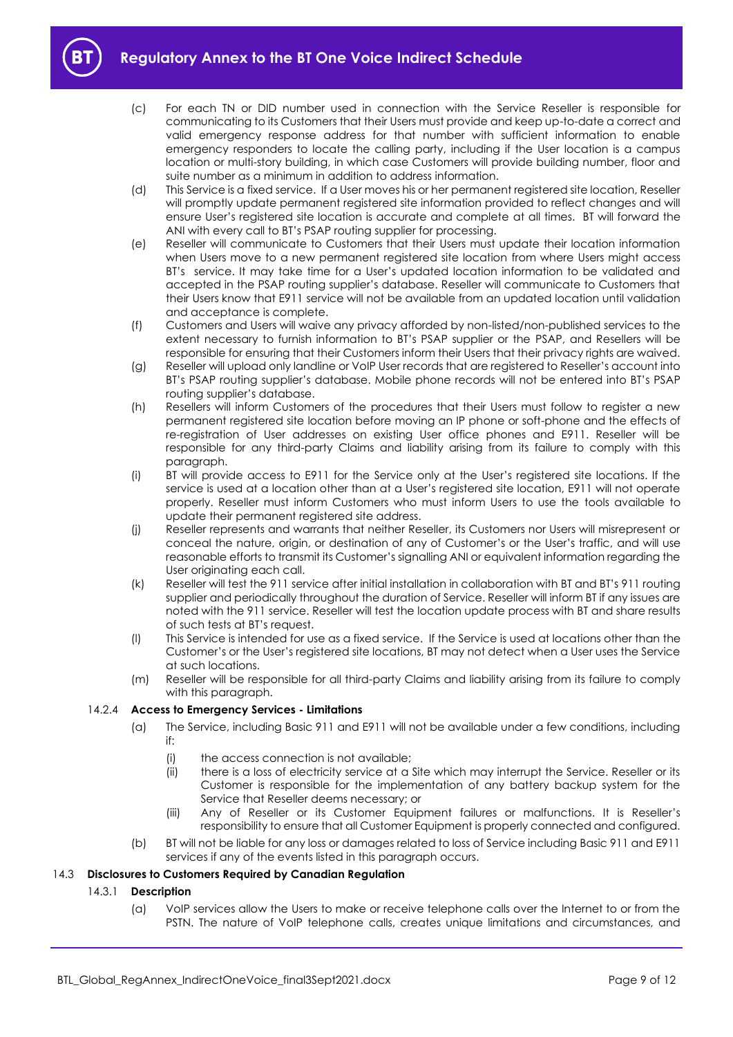(c) For each TN or DID number used in connection with the Service Reseller is responsible for communicating to its Customers that their Users must provide and keep up-to-date a correct and valid emergency response address for that number with sufficient information to enable emergency responders to locate the calling party, including if the User location is a campus location or multi-story building, in which case Customers will provide building number, floor and suite number as a minimum in addition to address information.

(d) This Service is a fixed service. If a User moves his or her permanent registered site location, Reseller will promptly update permanent registered site information provided to reflect changes and will ensure User's registered site location is accurate and complete at all times. BT will forward the ANI with every call to BT's PSAP routing supplier for processing.

(e) Reseller will communicate to Customers that their Users must update their location information when Users move to a new permanent registered site location from where Users might access BT's service. It may take time for a User's updated location information to be validated and accepted in the PSAP routing supplier's database. Reseller will communicate to Customers that their Users know that E911 service will not be available from an updated location until validation and acceptance is complete.

(f) Customers and Users will waive any privacy afforded by non-listed/non-published services to the extent necessary to furnish information to BT's PSAP supplier or the PSAP, and Resellers will be responsible for ensuring that their Customers inform their Users that their privacy rights are waived.

(g) Reseller will upload only landline or VoIP User records that are registered to Reseller's account into BT's PSAP routing supplier's database. Mobile phone records will not be entered into BT's PSAP routing supplier's database.

(h) Resellers will inform Customers of the procedures that their Users must follow to register a new permanent registered site location before moving an IP phone or soft-phone and the effects of re-registration of User addresses on existing User office phones and E911. Reseller will be responsible for any third-party Claims and liability arising from its failure to comply with this paragraph.

(i) BT will provide access to E911 for the Service only at the User's registered site locations. If the service is used at a location other than at a User's registered site location, E911 will not operate properly. Reseller must inform Customers who must inform Users to use the tools available to update their permanent registered site address.

(j) Reseller represents and warrants that neither Reseller, its Customers nor Users will misrepresent or conceal the nature, origin, or destination of any of Customer's or the User's traffic, and will use reasonable efforts to transmit its Customer's signalling ANI or equivalent information regarding the User originating each call.

(k) Reseller will test the 911 service after initial installation in collaboration with BT and BT's 911 routing supplier and periodically throughout the duration of Service. Reseller will inform BT if any issues are noted with the 911 service. Reseller will test the location update process with BT and share results of such tests at BT's request.

(l) This Service is intended for use as a fixed service. If the Service is used at locations other than the Customer's or the User's registered site locations, BT may not detect when a User uses the Service at such locations.

(m) Reseller will be responsible for all third-party Claims and liability arising from its failure to comply with this paragraph.

#### 14.2.4 **Access to Emergency Services - Limitations**

(a) The Service, including Basic 911 and E911 will not be available under a few conditions, including if:

   (i) the access connection is not available;

   (ii) there is a loss of electricity service at a Site which may interrupt the Service. Reseller or its Customer is responsible for the implementation of any battery backup system for the Service that Reseller deems necessary; or

   (iii) Any of Reseller or its Customer Equipment failures or malfunctions. It is Reseller's responsibility to ensure that all Customer Equipment is properly connected and configured.

(b) BT will not be liable for any loss or damages related to loss of Service including Basic 911 and E911 services if any of the events listed in this paragraph occurs.

### 14.3 **Disclosures to Customers Required by Canadian Regulation**

#### 14.3.1 **Description**

(a) VoIP services allow the Users to make or receive telephone calls over the Internet to or from the PSTN. The nature of VoIP telephone calls, creates unique limitations and circumstances, and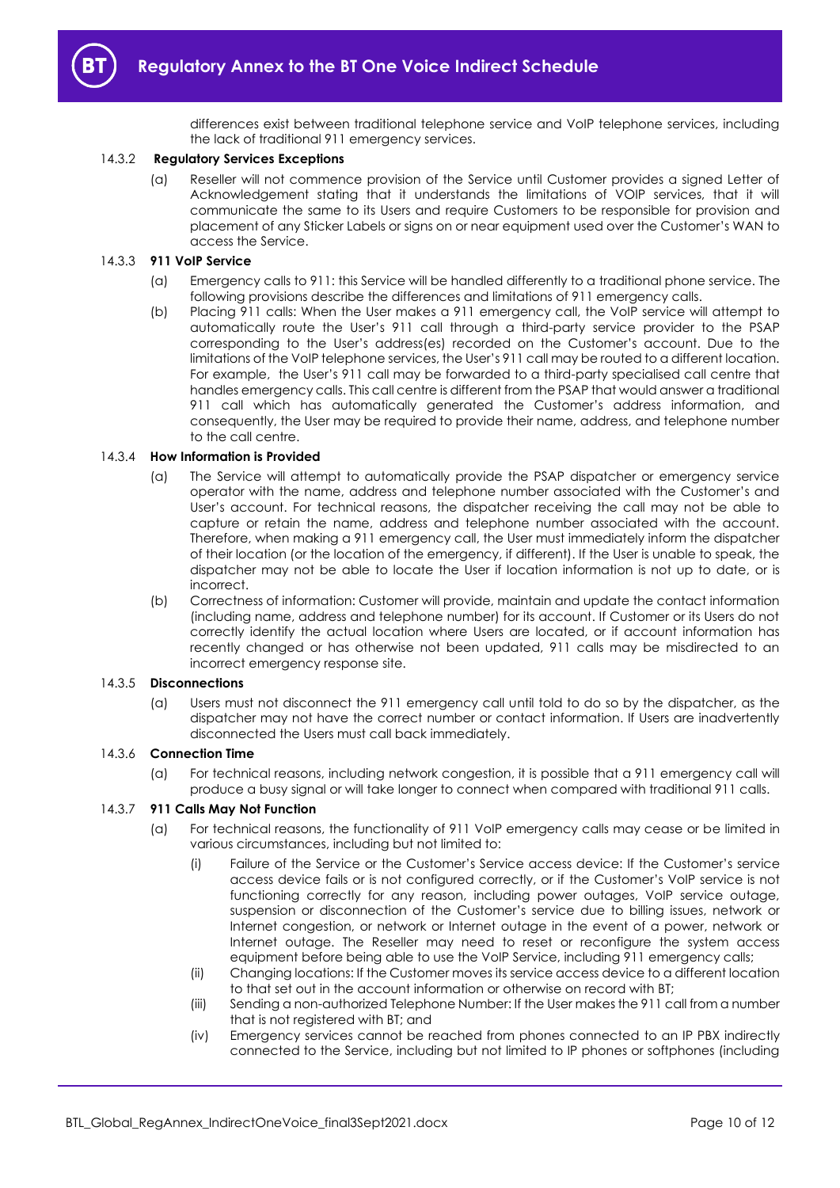differences exist between traditional telephone service and VoIP telephone services, including the lack of traditional 911 emergency services.

14.3.2 **Regulatory Services Exceptions**

(a) Reseller will not commence provision of the Service until Customer provides a signed Letter of Acknowledgement stating that it understands the limitations of VOIP services, that it will communicate the same to its Users and require Customers to be responsible for provision and placement of any Sticker Labels or signs on or near equipment used over the Customer's WAN to access the Service.

14.3.3 **911 VoIP Service**

(a) Emergency calls to 911: this Service will be handled differently to a traditional phone service. The following provisions describe the differences and limitations of 911 emergency calls.

(b) Placing 911 calls: When the User makes a 911 emergency call, the VoIP service will attempt to automatically route the User's 911 call through a third-party service provider to the PSAP corresponding to the User's address(es) recorded on the Customer's account. Due to the limitations of the VoIP telephone services, the User's 911 call may be routed to a different location. For example, the User's 911 call may be forwarded to a third-party specialised call centre that handles emergency calls. This call centre is different from the PSAP that would answer a traditional 911 call which has automatically generated the Customer's address information, and consequently, the User may be required to provide their name, address, and telephone number to the call centre.

14.3.4 **How Information is Provided**

(a) The Service will attempt to automatically provide the PSAP dispatcher or emergency service operator with the name, address and telephone number associated with the Customer's and User's account. For technical reasons, the dispatcher receiving the call may not be able to capture or retain the name, address and telephone number associated with the account. Therefore, when making a 911 emergency call, the User must immediately inform the dispatcher of their location (or the location of the emergency, if different). If the User is unable to speak, the dispatcher may not be able to locate the User if location information is not up to date, or is incorrect.

(b) Correctness of information: Customer will provide, maintain and update the contact information (including name, address and telephone number) for its account. If Customer or its Users do not correctly identify the actual location where Users are located, or if account information has recently changed or has otherwise not been updated, 911 calls may be misdirected to an incorrect emergency response site.

14.3.5 **Disconnections**

(a) Users must not disconnect the 911 emergency call until told to do so by the dispatcher, as the dispatcher may not have the correct number or contact information. If Users are inadvertently disconnected the Users must call back immediately.

14.3.6 **Connection Time**

(a) For technical reasons, including network congestion, it is possible that a 911 emergency call will produce a busy signal or will take longer to connect when compared with traditional 911 calls.

14.3.7 **911 Calls May Not Function**

(a) For technical reasons, the functionality of 911 VoIP emergency calls may cease or be limited in various circumstances, including but not limited to:

(i) Failure of the Service or the Customer's Service access device: If the Customer's service access device fails or is not configured correctly, or if the Customer's VoIP service is not functioning correctly for any reason, including power outages, VoIP service outage, suspension or disconnection of the Customer's service due to billing issues, network or Internet congestion, or network or Internet outage in the event of a power, network or Internet outage. The Reseller may need to reset or reconfigure the system access equipment before being able to use the VoIP Service, including 911 emergency calls;

(ii) Changing locations: If the Customer moves its service access device to a different location to that set out in the account information or otherwise on record with BT;

(iii) Sending a non-authorized Telephone Number: If the User makes the 911 call from a number that is not registered with BT; and

(iv) Emergency services cannot be reached from phones connected to an IP PBX indirectly connected to the Service, including but not limited to IP phones or softphones (including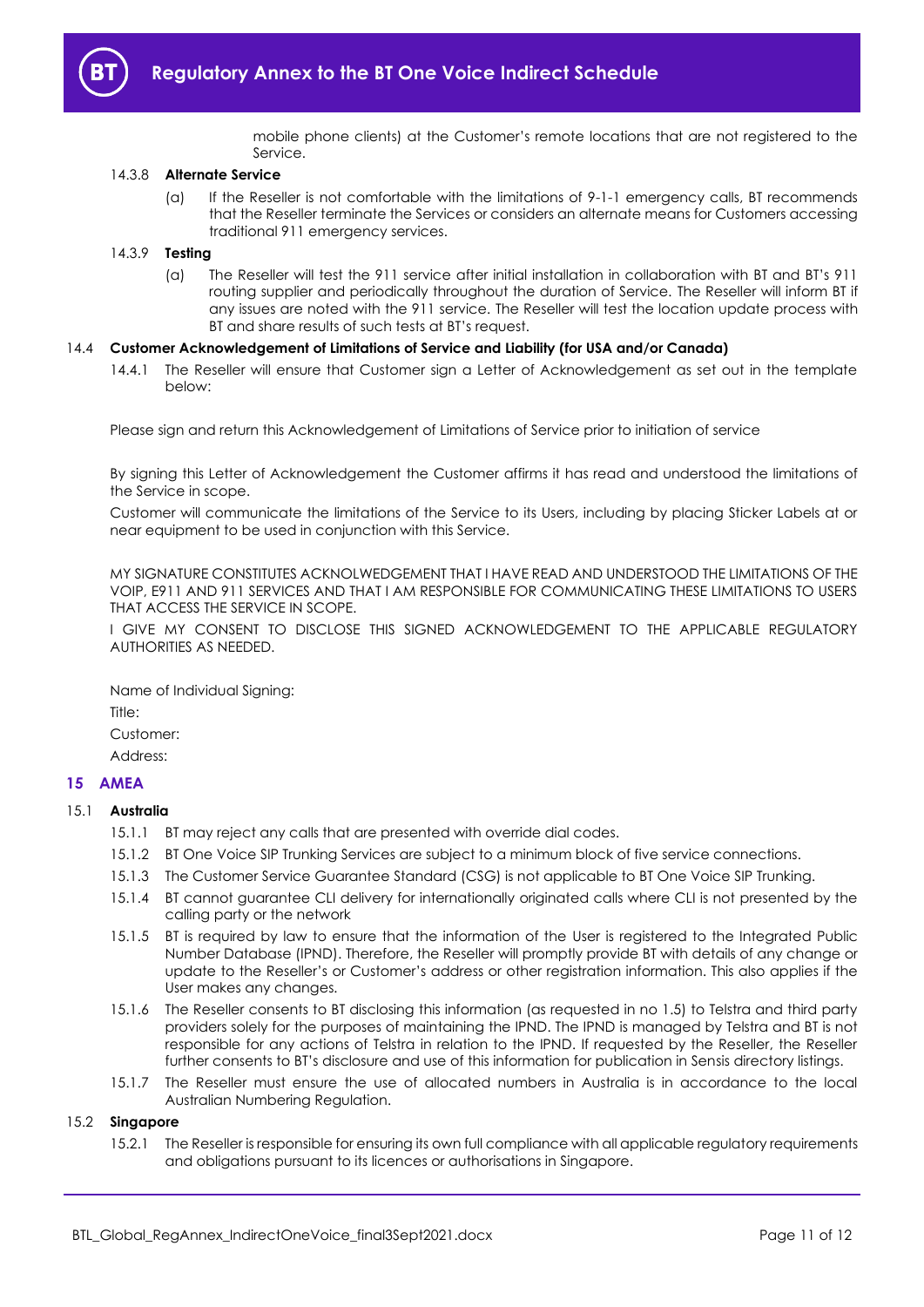mobile phone clients) at the Customer's remote locations that are not registered to the Service.

14.3.8 **Alternate Service**

(a) If the Reseller is not comfortable with the limitations of 9-1-1 emergency calls, BT recommends that the Reseller terminate the Services or considers an alternate means for Customers accessing traditional 911 emergency services.

14.3.9 **Testing**

(a) The Reseller will test the 911 service after initial installation in collaboration with BT and BT's 911 routing supplier and periodically throughout the duration of Service. The Reseller will inform BT if any issues are noted with the 911 service. The Reseller will test the location update process with BT and share results of such tests at BT's request.

14.4 **Customer Acknowledgement of Limitations of Service and Liability (for USA and/or Canada)**

14.4.1 The Reseller will ensure that Customer sign a Letter of Acknowledgement as set out in the template below:

Please sign and return this Acknowledgement of Limitations of Service prior to initiation of service

By signing this Letter of Acknowledgement the Customer affirms it has read and understood the limitations of the Service in scope.

Customer will communicate the limitations of the Service to its Users, including by placing Sticker Labels at or near equipment to be used in conjunction with this Service.

MY SIGNATURE CONSTITUTES ACKNOLWEDGEMENT THAT I HAVE READ AND UNDERSTOOD THE LIMITATIONS OF THE VOIP, E911 AND 911 SERVICES AND THAT I AM RESPONSIBLE FOR COMMUNICATING THESE LIMITATIONS TO USERS THAT ACCESS THE SERVICE IN SCOPE.

I GIVE MY CONSENT TO DISCLOSE THIS SIGNED ACKNOWLEDGEMENT TO THE APPLICABLE REGULATORY AUTHORITIES AS NEEDED.

Name of Individual Signing:

Title:

Customer:

Address:

## 15 AMEA

15.1 **Australia**

15.1.1 BT may reject any calls that are presented with override dial codes.

15.1.2 BT One Voice SIP Trunking Services are subject to a minimum block of five service connections.

15.1.3 The Customer Service Guarantee Standard (CSG) is not applicable to BT One Voice SIP Trunking.

15.1.4 BT cannot guarantee CLI delivery for internationally originated calls where CLI is not presented by the calling party or the network

15.1.5 BT is required by law to ensure that the information of the User is registered to the Integrated Public Number Database (IPND). Therefore, the Reseller will promptly provide BT with details of any change or update to the Reseller's or Customer's address or other registration information. This also applies if the User makes any changes.

15.1.6 The Reseller consents to BT disclosing this information (as requested in no 1.5) to Telstra and third party providers solely for the purposes of maintaining the IPND. The IPND is managed by Telstra and BT is not responsible for any actions of Telstra in relation to the IPND. If requested by the Reseller, the Reseller further consents to BT's disclosure and use of this information for publication in Sensis directory listings.

15.1.7 The Reseller must ensure the use of allocated numbers in Australia is in accordance to the local Australian Numbering Regulation.

15.2 **Singapore**

15.2.1 The Reseller is responsible for ensuring its own full compliance with all applicable regulatory requirements and obligations pursuant to its licences or authorisations in Singapore.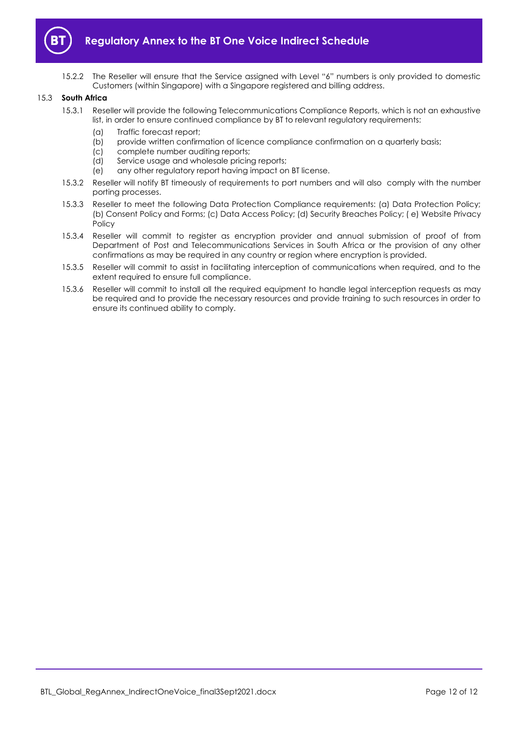15.2.2 The Reseller will ensure that the Service assigned with Level "6" numbers is only provided to domestic Customers (within Singapore) with a Singapore registered and billing address.

15.3 **South Africa**

15.3.1 Reseller will provide the following Telecommunications Compliance Reports, which is not an exhaustive list, in order to ensure continued compliance by BT to relevant regulatory requirements:

(a) Traffic forecast report;
(b) provide written confirmation of licence compliance confirmation on a quarterly basis;
(c) complete number auditing reports;
(d) Service usage and wholesale pricing reports;
(e) any other regulatory report having impact on BT license.

15.3.2 Reseller will notify BT timeously of requirements to port numbers and will also comply with the number porting processes.

15.3.3 Reseller to meet the following Data Protection Compliance requirements: (a) Data Protection Policy; (b) Consent Policy and Forms; (c) Data Access Policy; (d) Security Breaches Policy; ( e) Website Privacy Policy

15.3.4 Reseller will commit to register as encryption provider and annual submission of proof of from Department of Post and Telecommunications Services in South Africa or the provision of any other confirmations as may be required in any country or region where encryption is provided.

15.3.5 Reseller will commit to assist in facilitating interception of communications when required, and to the extent required to ensure full compliance.

15.3.6 Reseller will commit to install all the required equipment to handle legal interception requests as may be required and to provide the necessary resources and provide training to such resources in order to ensure its continued ability to comply.